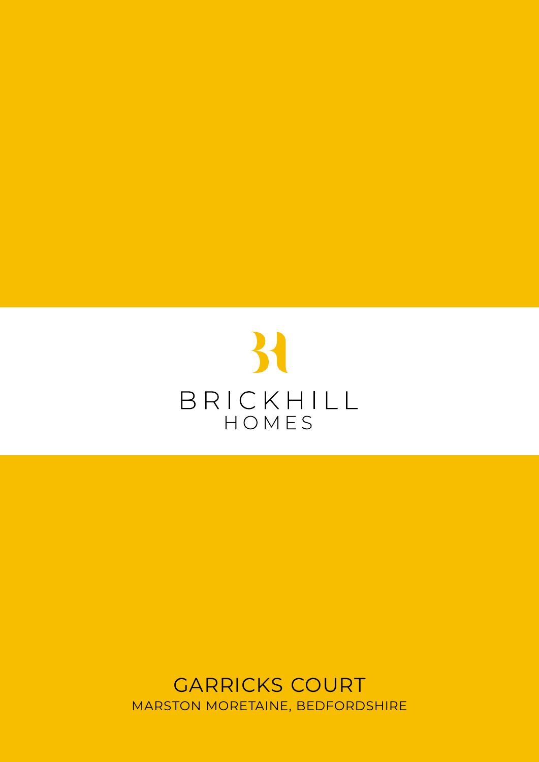BRICKHILL
HOMES

# GARRICKS COURT

MARSTON MORETAINE, BEDFORDSHIRE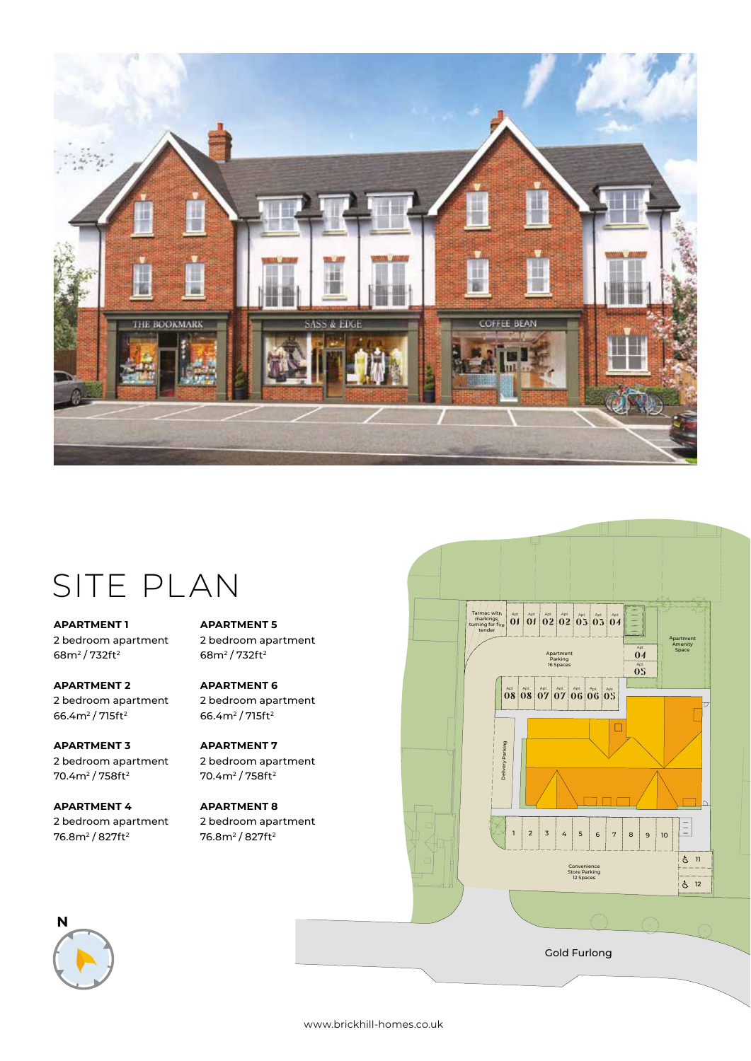# SITE PLAN

**APARTMENT 1**
2 bedroom apartment
68m² / 732ft²

**APARTMENT 2**
2 bedroom apartment
66.4m² / 715ft²

**APARTMENT 3**
2 bedroom apartment
70.4m² / 758ft²

**APARTMENT 4**
2 bedroom apartment
76.8m² / 827ft²

**APARTMENT 5**
2 bedroom apartment
68m² / 732ft²

**APARTMENT 6**
2 bedroom apartment
66.4m² / 715ft²

**APARTMENT 7**
2 bedroom apartment
70.4m² / 758ft²

**APARTMENT 8**
2 bedroom apartment
76.8m² / 827ft²

www.brickhill-homes.co.uk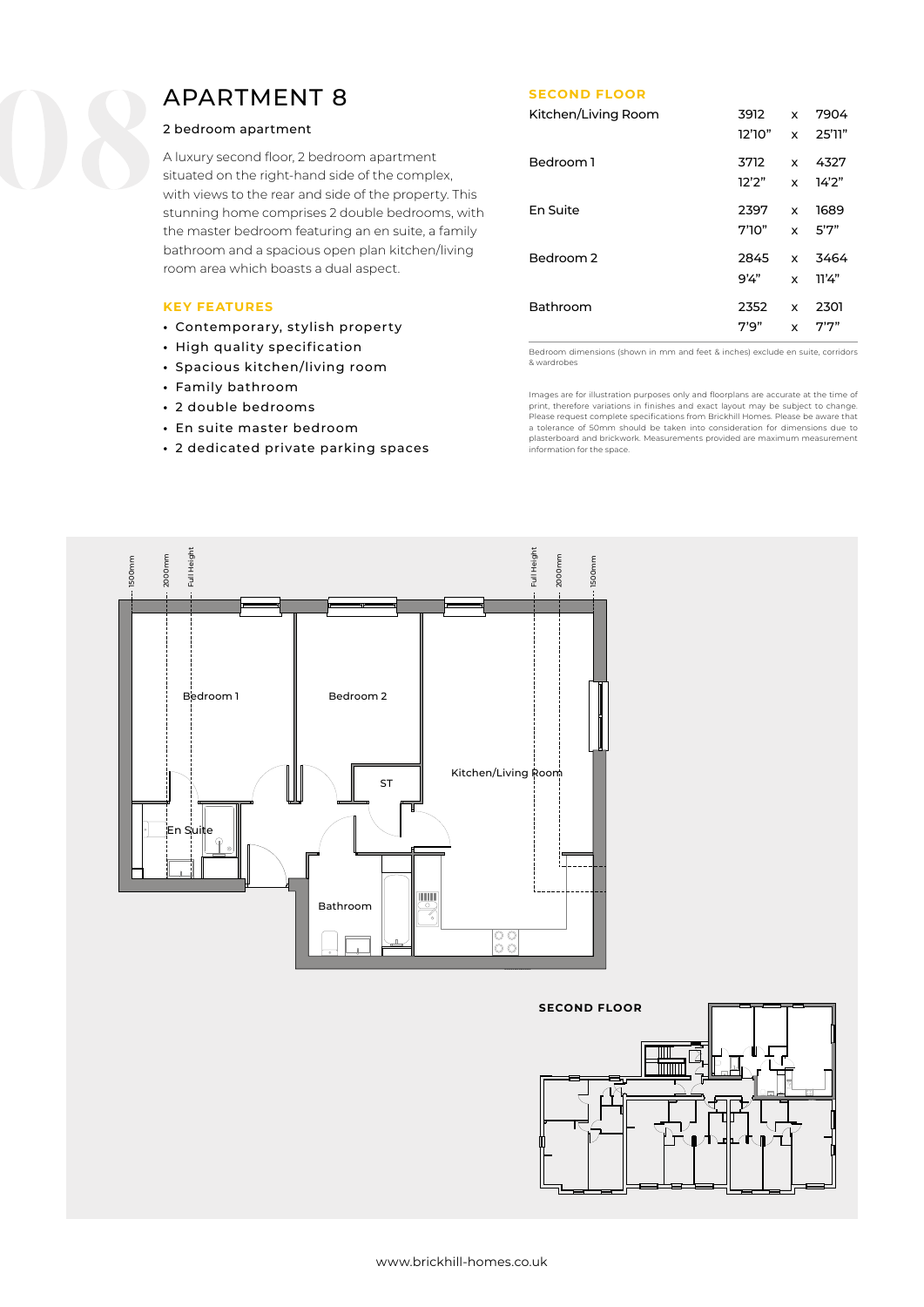# APARTMENT 8

2 bedroom apartment

A luxury second floor, 2 bedroom apartment situated on the right-hand side of the complex, with views to the rear and side of the property. This stunning home comprises 2 double bedrooms, with the master bedroom featuring an en suite, a family bathroom and a spacious open plan kitchen/living room area which boasts a dual aspect.

## KEY FEATURES

- Contemporary, stylish property
- High quality specification
- Spacious kitchen/living room
- Family bathroom
- 2 double bedrooms
- En suite master bedroom
- 2 dedicated private parking spaces

## SECOND FLOOR

| Room | | | |
|---|---|---|---|
| Kitchen/Living Room | 3912 | x | 7904 |
| | 12'10" | x | 25'11" |
| Bedroom 1 | 3712 | x | 4327 |
| | 12'2" | x | 14'2" |
| En Suite | 2397 | x | 1689 |
| | 7'10" | x | 5'7" |
| Bedroom 2 | 2845 | x | 3464 |
| | 9'4" | x | 11'4" |
| Bathroom | 2352 | x | 2301 |
| | 7'9" | x | 7'7" |

Bedroom dimensions (shown in mm and feet & inches) exclude en suite, corridors & wardrobes

Images are for illustration purposes only and floorplans are accurate at the time of print, therefore variations in finishes and exact layout may be subject to change. Please request complete specifications from Brickhill Homes. Please be aware that a tolerance of 50mm should be taken into consideration for dimensions due to plasterboard and brickwork. Measurements provided are maximum measurement information for the space.

1500mm 2000mm Full Height

Bedroom 1 Bedroom 2 Kitchen/Living Room ST En Suite Bathroom

SECOND FLOOR

www.brickhill-homes.co.uk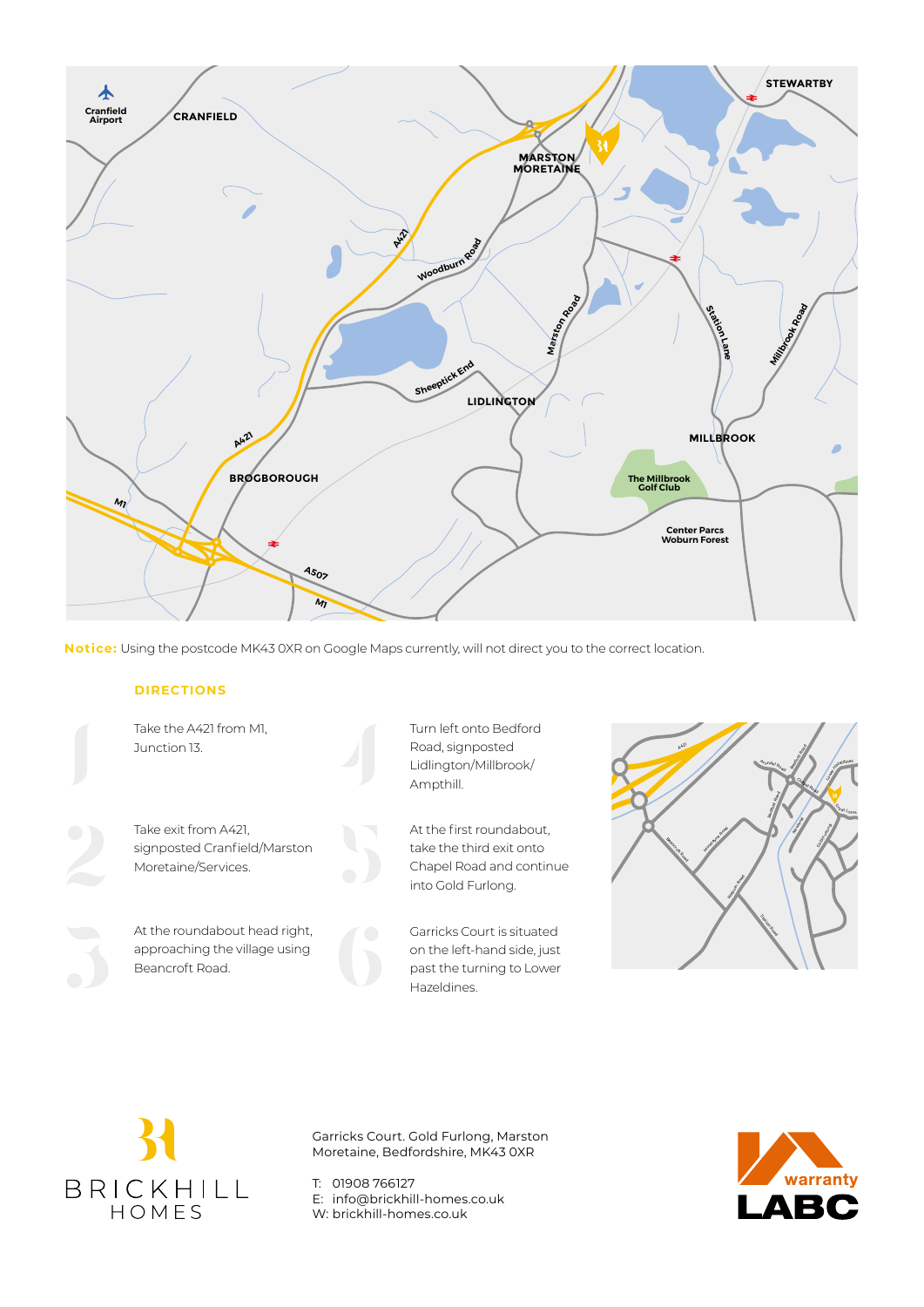CRANFIELD
Cranfield Airport
MARSTON MORETAINE
STEWARTBY
A421
Woodburn Road
Marston Road
Station Lane
Millbrook Road
Sheeptick End
LIDLINGTON
MILLBROOK
The Millbrook Golf Club
BROGBOROUGH
A421
M1
A507
M1
Center Parcs Woburn Forest

**Notice:** Using the postcode MK43 0XR on Google Maps currently, will not direct you to the correct location.

## DIRECTIONS

1. Take the A421 from M1, Junction 13.
2. Take exit from A421, signposted Cranfield/Marston Moretaine/Services.
3. At the roundabout head right, approaching the village using Beancroft Road.
4. Turn left onto Bedford Road, signposted Lidlington/Millbrook/Ampthill.
5. At the first roundabout, take the third exit onto Chapel Road and continue into Gold Furlong.
6. Garricks Court is situated on the left-hand side, just past the turning to Lower Hazeldines.

BRICKHILL HOMES

Garricks Court. Gold Furlong, Marston Moretaine, Bedfordshire, MK43 0XR

T: 01908 766127
E: info@brickhill-homes.co.uk
W: brickhill-homes.co.uk

warranty LABC